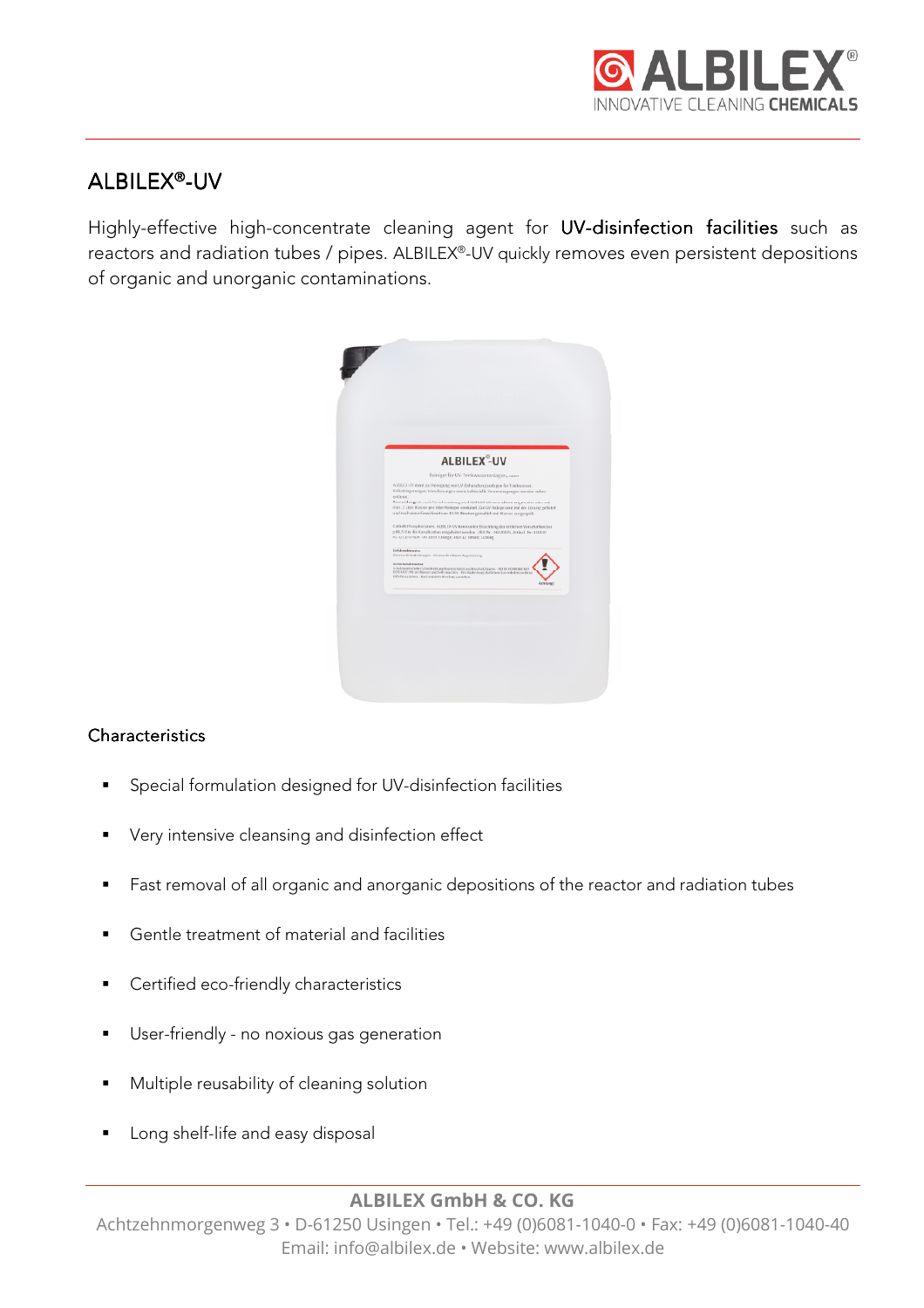# ALBILEX®-UV

Highly-effective high-concentrate cleaning agent for UV-disinfection facilities such as reactors and radiation tubes / pipes. ALBILEX®-UV quickly removes even persistent depositions of organic and unorganic contaminations.

## Characteristics

- Special formulation designed for UV-disinfection facilities
- Very intensive cleansing and disinfection effect
- Fast removal of all organic and anorganic depositions of the reactor and radiation tubes
- Gentle treatment of material and facilities
- Certified eco-friendly characteristics
- User-friendly - no noxious gas generation
- Multiple reusability of cleaning solution
- Long shelf-life and easy disposal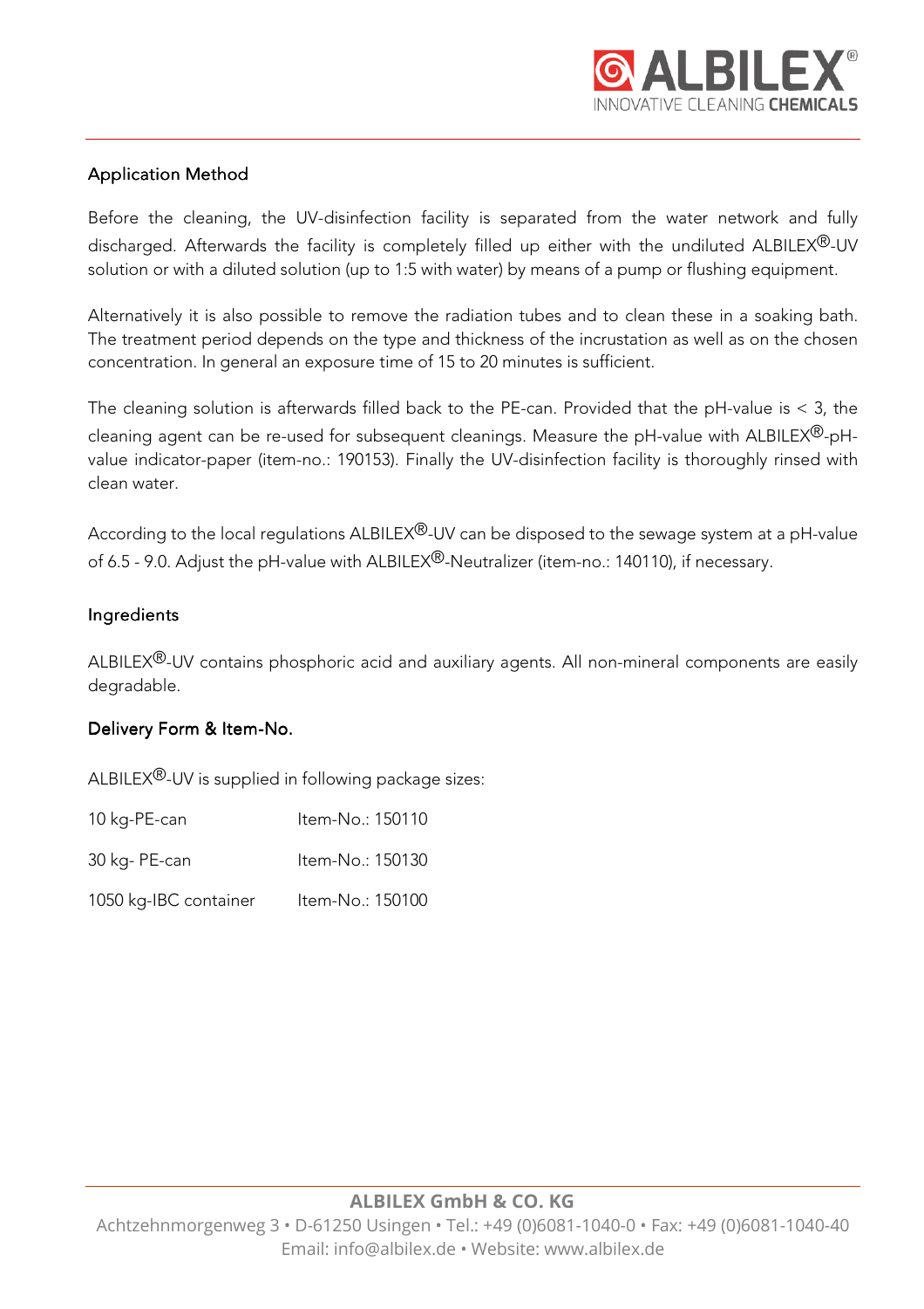## Application Method

Before the cleaning, the UV-disinfection facility is separated from the water network and fully discharged. Afterwards the facility is completely filled up either with the undiluted ALBILEX®-UV solution or with a diluted solution (up to 1:5 with water) by means of a pump or flushing equipment.

Alternatively it is also possible to remove the radiation tubes and to clean these in a soaking bath. The treatment period depends on the type and thickness of the incrustation as well as on the chosen concentration. In general an exposure time of 15 to 20 minutes is sufficient.

The cleaning solution is afterwards filled back to the PE-can. Provided that the pH-value is < 3, the cleaning agent can be re-used for subsequent cleanings. Measure the pH-value with ALBILEX®-pH-value indicator-paper (item-no.: 190153). Finally the UV-disinfection facility is thoroughly rinsed with clean water.

According to the local regulations ALBILEX®-UV can be disposed to the sewage system at a pH-value of 6.5 - 9.0. Adjust the pH-value with ALBILEX®-Neutralizer (item-no.: 140110), if necessary.

## Ingredients

ALBILEX®-UV contains phosphoric acid and auxiliary agents. All non-mineral components are easily degradable.

## Delivery Form & Item-No.

ALBILEX®-UV is supplied in following package sizes:

| | |
|---|---|
| 10 kg-PE-can | Item-No.: 150110 |
| 30 kg- PE-can | Item-No.: 150130 |
| 1050 kg-IBC container | Item-No.: 150100 |